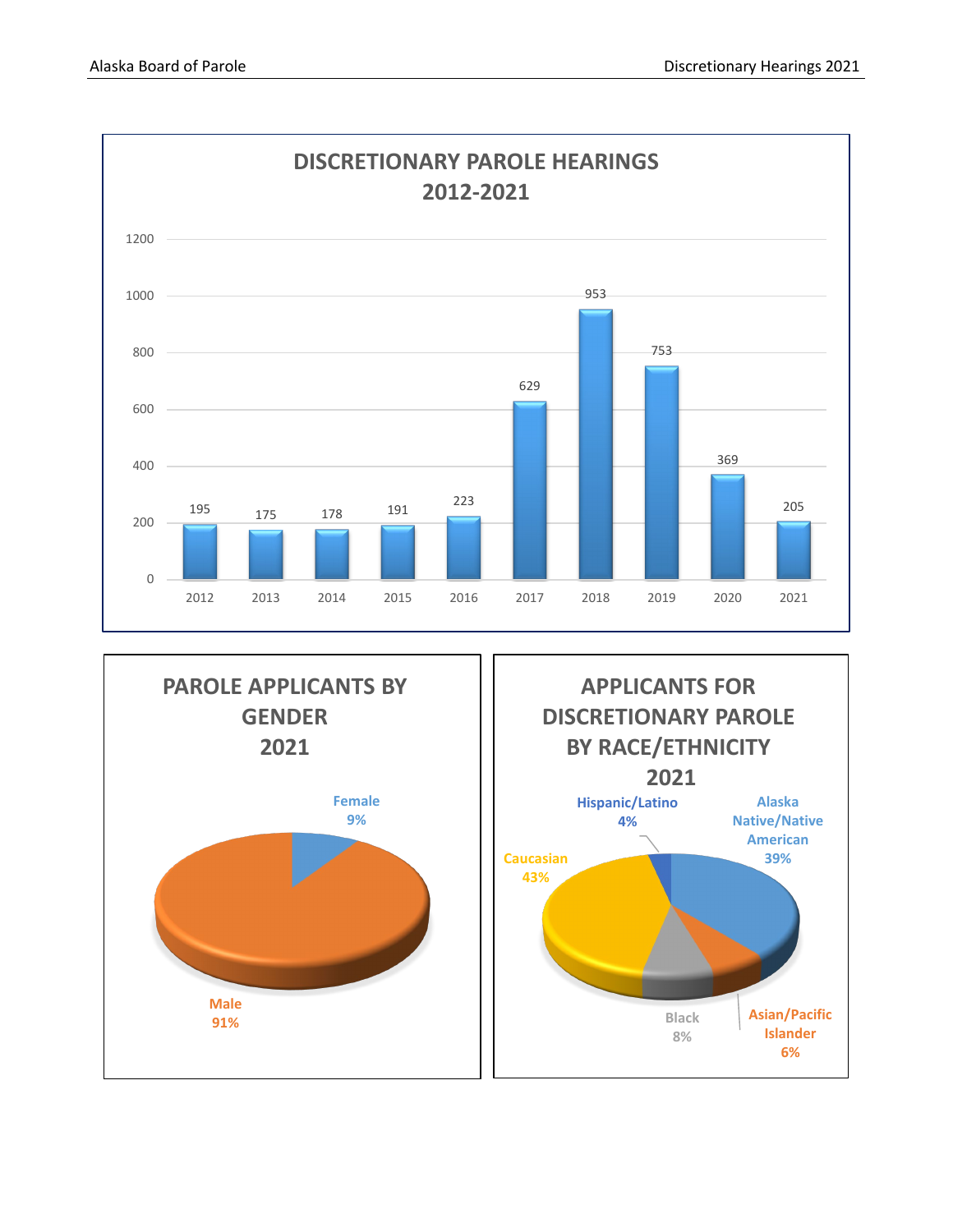## DISCRETIONARY PAROLE HEARINGS 2012-2021

| Year | Hearings |
|---|---|
| 2012 | 195 |
| 2013 | 175 |
| 2014 | 178 |
| 2015 | 191 |
| 2016 | 223 |
| 2017 | 629 |
| 2018 | 953 |
| 2019 | 753 |
| 2020 | 369 |
| 2021 | 205 |

## PAROLE APPLICANTS BY GENDER 2021

| Gender | Percent |
|---|---|
| Female | 9% |
| Male | 91% |

## APPLICANTS FOR DISCRETIONARY PAROLE BY RACE/ETHNICITY 2021

| Race/Ethnicity | Percent |
|---|---|
| Hispanic/Latino | 4% |
| Alaska Native/Native American | 39% |
| Caucasian | 43% |
| Black | 8% |
| Asian/Pacific Islander | 6% |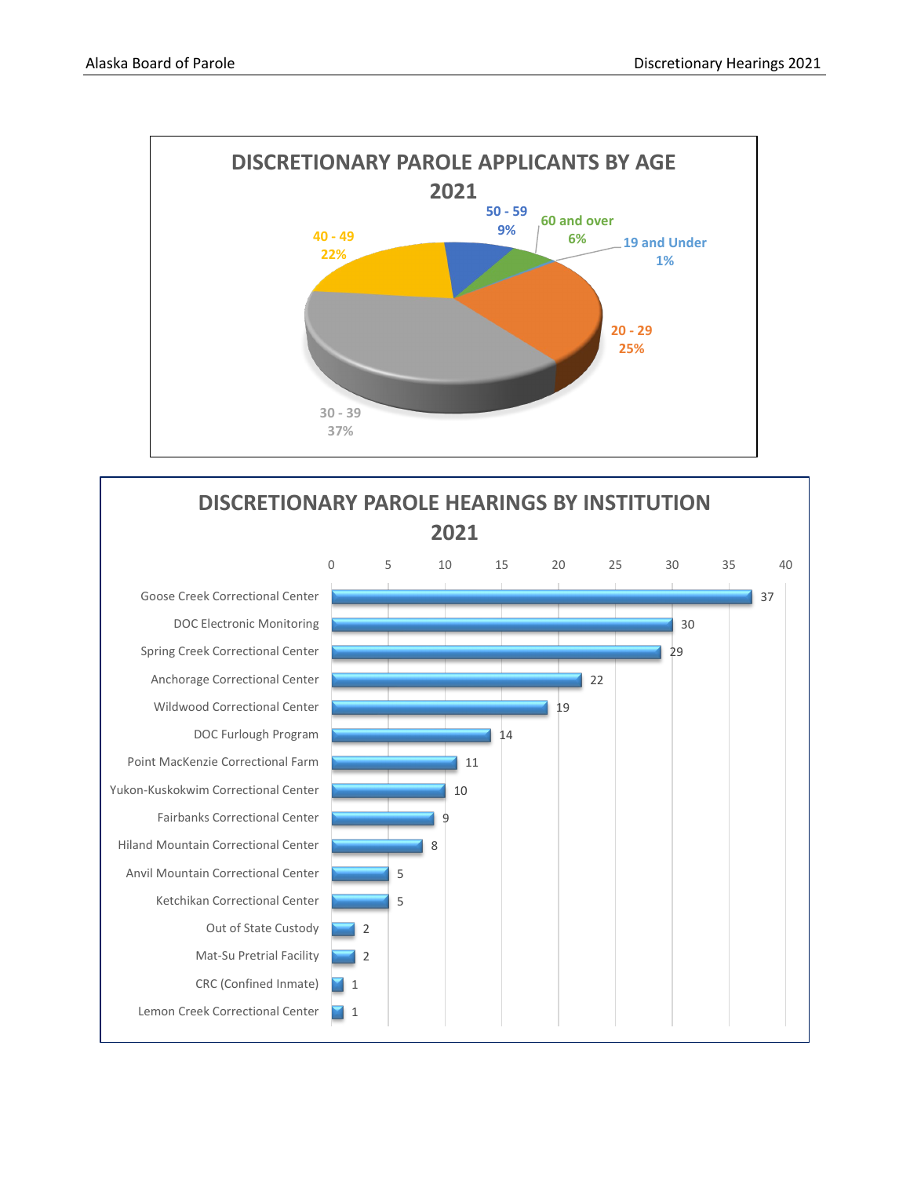## DISCRETIONARY PAROLE APPLICANTS BY AGE 2021

| Age | Percent |
|---|---|
| 19 and Under | 1% |
| 20 - 29 | 25% |
| 30 - 39 | 37% |
| 40 - 49 | 22% |
| 50 - 59 | 9% |
| 60 and over | 6% |

## DISCRETIONARY PAROLE HEARINGS BY INSTITUTION 2021

| Institution | Hearings |
|---|---|
| Goose Creek Correctional Center | 37 |
| DOC Electronic Monitoring | 30 |
| Spring Creek Correctional Center | 29 |
| Anchorage Correctional Center | 22 |
| Wildwood Correctional Center | 19 |
| DOC Furlough Program | 14 |
| Point MacKenzie Correctional Farm | 11 |
| Yukon-Kuskokwim Correctional Center | 10 |
| Fairbanks Correctional Center | 9 |
| Hiland Mountain Correctional Center | 8 |
| Anvil Mountain Correctional Center | 5 |
| Ketchikan Correctional Center | 5 |
| Out of State Custody | 2 |
| Mat-Su Pretrial Facility | 2 |
| CRC (Confined Inmate) | 1 |
| Lemon Creek Correctional Center | 1 |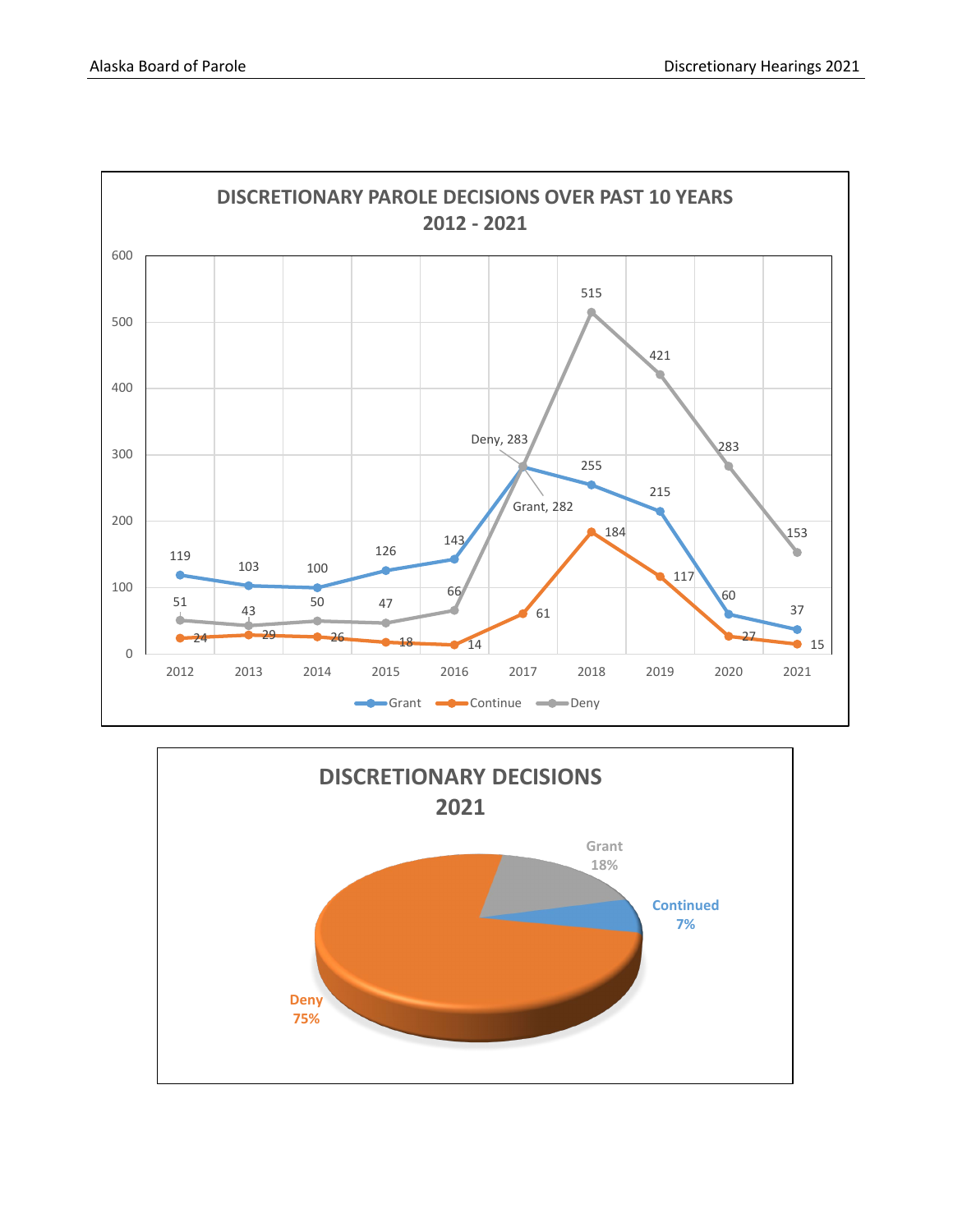## DISCRETIONARY PAROLE DECISIONS OVER PAST 10 YEARS 2012 - 2021

| Year | Grant | Continue | Deny |
|---|---|---|---|
| 2012 | 119 | 24 | 51 |
| 2013 | 103 | 29 | 43 |
| 2014 | 100 | 26 | 50 |
| 2015 | 126 | 18 | 47 |
| 2016 | 143 | 14 | 66 |
| 2017 | 282 | 61 | 283 |
| 2018 | 255 | 184 | 515 |
| 2019 | 215 | 117 | 421 |
| 2020 | 60 | 27 | 283 |
| 2021 | 37 | 15 | 153 |

## DISCRETIONARY DECISIONS 2021

| Decision | Percent |
|---|---|
| Grant | 18% |
| Continued | 7% |
| Deny | 75% |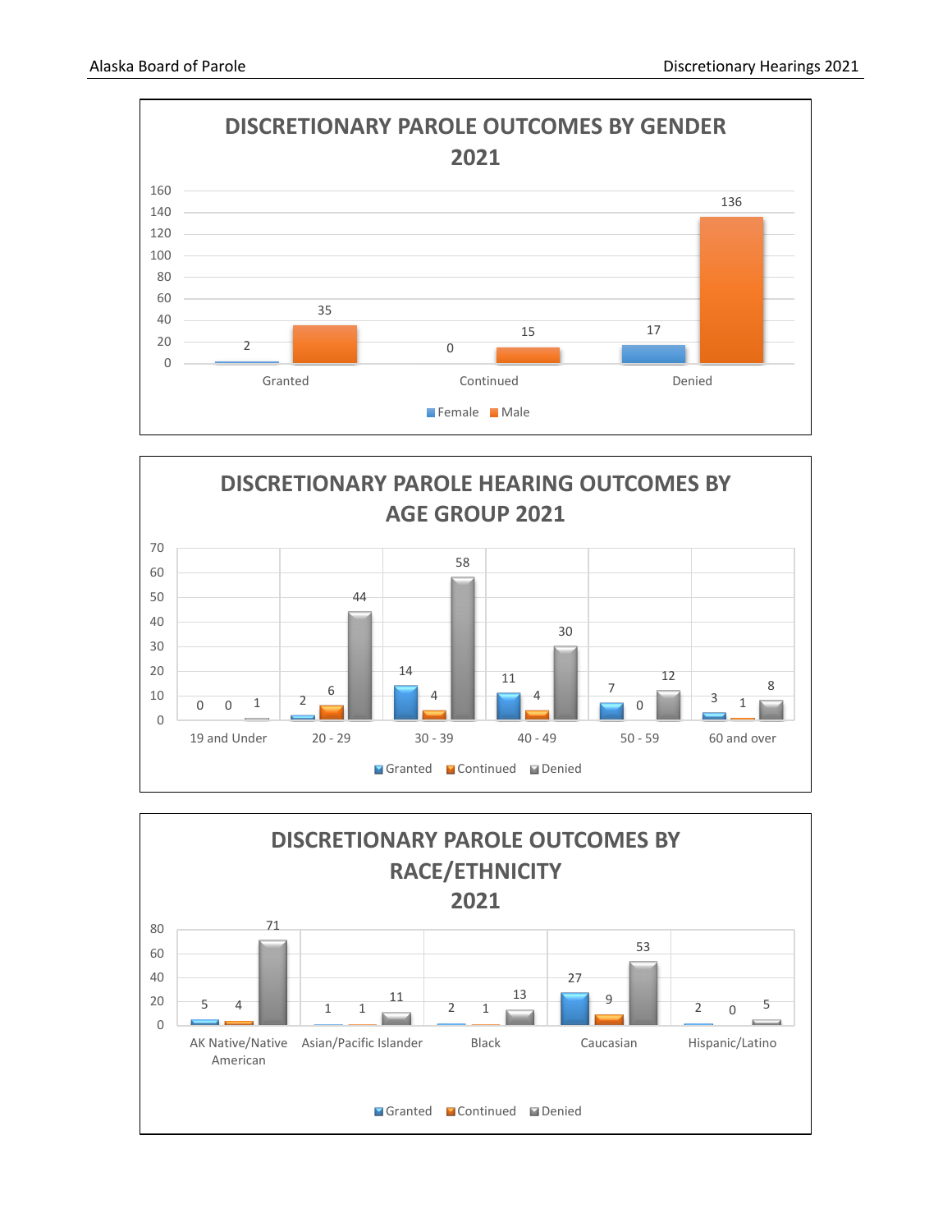## DISCRETIONARY PAROLE OUTCOMES BY GENDER 2021

| | Female | Male |
|---|---|---|
| Granted | 2 | 35 |
| Continued | 0 | 15 |
| Denied | 17 | 136 |

## DISCRETIONARY PAROLE HEARING OUTCOMES BY AGE GROUP 2021

| | Granted | Continued | Denied |
|---|---|---|---|
| 19 and Under | 0 | 0 | 1 |
| 20 - 29 | 2 | 6 | 44 |
| 30 - 39 | 14 | 4 | 58 |
| 40 - 49 | 11 | 4 | 30 |
| 50 - 59 | 7 | 0 | 12 |
| 60 and over | 3 | 1 | 8 |

## DISCRETIONARY PAROLE OUTCOMES BY RACE/ETHNICITY 2021

| | Granted | Continued | Denied |
|---|---|---|---|
| AK Native/Native American | 5 | 4 | 71 |
| Asian/Pacific Islander | 1 | 1 | 11 |
| Black | 2 | 1 | 13 |
| Caucasian | 27 | 9 | 53 |
| Hispanic/Latino | 2 | 0 | 5 |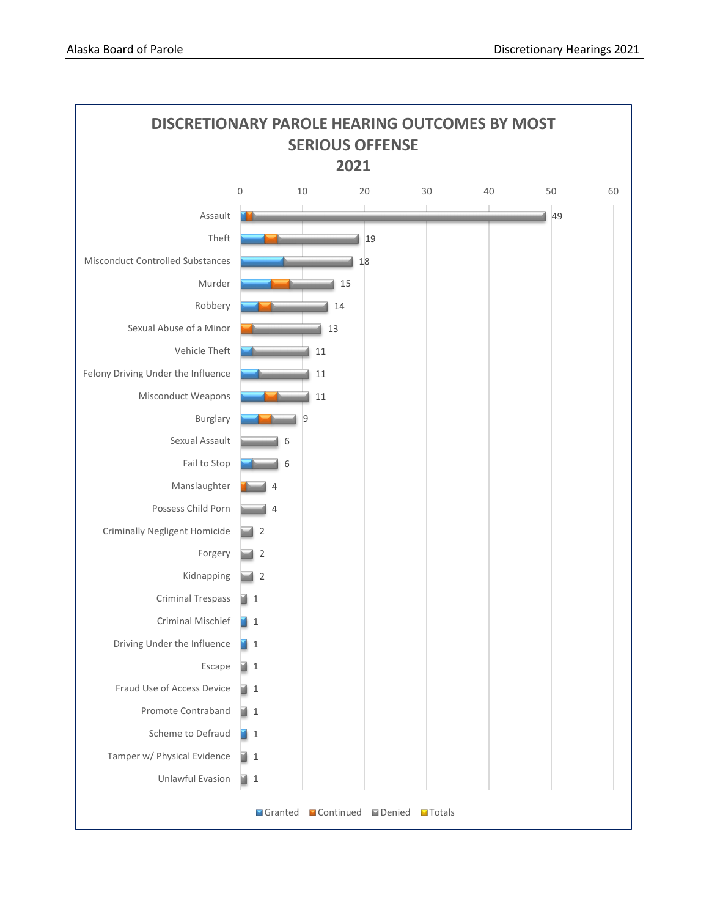DISCRETIONARY PAROLE HEARING OUTCOMES BY MOST SERIOUS OFFENSE
2021

0
10
20
30
40
50
60

Assault 49
Theft 19
Misconduct Controlled Substances 18
Murder 15
Robbery 14
Sexual Abuse of a Minor 13
Vehicle Theft 11
Felony Driving Under the Influence 11
Misconduct Weapons 11
Burglary 9
Sexual Assault 6
Fail to Stop 6
Manslaughter 4
Possess Child Porn 4
Criminally Negligent Homicide 2
Forgery 2
Kidnapping 2
Criminal Trespass 1
Criminal Mischief 1
Driving Under the Influence 1
Escape 1
Fraud Use of Access Device 1
Promote Contraband 1
Scheme to Defraud 1
Tamper w/ Physical Evidence 1
Unlawful Evasion 1

Granted Continued Denied Totals